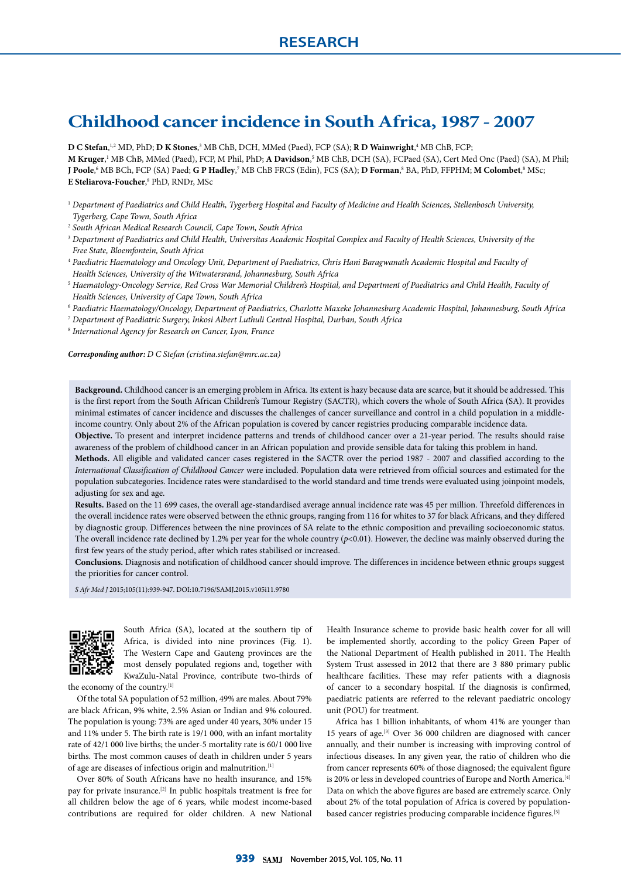RESEARCH

# Childhood cancer incidence in South Africa, 1987 - 2007

**D C Stefan**,[1,2] MD, PhD; **D K Stones**,[3] MB ChB, DCH, MMed (Paed), FCP (SA); **R D Wainwright**,[4] MB ChB, FCP; **M Kruger**,[1] MB ChB, MMed (Paed), FCP, M Phil, PhD; **A Davidson**,[5] MB ChB, DCH (SA), FCPaed (SA), Cert Med Onc (Paed) (SA), M Phil; **J Poole**,[6] MB BCh, FCP (SA) Paed; **G P Hadley**,[7] MB ChB FRCS (Edin), FCS (SA); **D Forman**,[8] BA, PhD, FFPHM; **M Colombet**,[8] MSc; **E Steliarova-Foucher**,[8] PhD, RNDr, MSc

[1] *Department of Paediatrics and Child Health, Tygerberg Hospital and Faculty of Medicine and Health Sciences, Stellenbosch University, Tygerberg, Cape Town, South Africa*
[2] *South African Medical Research Council, Cape Town, South Africa*
[3] *Department of Paediatrics and Child Health, Universitas Academic Hospital Complex and Faculty of Health Sciences, University of the Free State, Bloemfontein, South Africa*
[4] *Paediatric Haematology and Oncology Unit, Department of Paediatrics, Chris Hani Baragwanath Academic Hospital and Faculty of Health Sciences, University of the Witwatersrand, Johannesburg, South Africa*
[5] *Haematology-Oncology Service, Red Cross War Memorial Children's Hospital, and Department of Paediatrics and Child Health, Faculty of Health Sciences, University of Cape Town, South Africa*
[6] *Paediatric Haematology/Oncology, Department of Paediatrics, Charlotte Maxeke Johannesburg Academic Hospital, Johannesburg, South Africa*
[7] *Department of Paediatric Surgery, Inkosi Albert Luthuli Central Hospital, Durban, South Africa*
[8] *International Agency for Research on Cancer, Lyon, France*

***Corresponding author:*** *D C Stefan (cristina.stefan@mrc.ac.za)*

**Background.** Childhood cancer is an emerging problem in Africa. Its extent is hazy because data are scarce, but it should be addressed. This is the first report from the South African Children's Tumour Registry (SACTR), which covers the whole of South Africa (SA). It provides minimal estimates of cancer incidence and discusses the challenges of cancer surveillance and control in a child population in a middle-income country. Only about 2% of the African population is covered by cancer registries producing comparable incidence data.

**Objective.** To present and interpret incidence patterns and trends of childhood cancer over a 21-year period. The results should raise awareness of the problem of childhood cancer in an African population and provide sensible data for taking this problem in hand.

**Methods.** All eligible and validated cancer cases registered in the SACTR over the period 1987 - 2007 and classified according to the *International Classification of Childhood Cancer* were included. Population data were retrieved from official sources and estimated for the population subcategories. Incidence rates were standardised to the world standard and time trends were evaluated using joinpoint models, adjusting for sex and age.

**Results.** Based on the 11 699 cases, the overall age-standardised average annual incidence rate was 45 per million. Threefold differences in the overall incidence rates were observed between the ethnic groups, ranging from 116 for whites to 37 for black Africans, and they differed by diagnostic group. Differences between the nine provinces of SA relate to the ethnic composition and prevailing socioeconomic status. The overall incidence rate declined by 1.2% per year for the whole country ($p<0.01$). However, the decline was mainly observed during the first few years of the study period, after which rates stabilised or increased.

**Conclusions.** Diagnosis and notification of childhood cancer should improve. The differences in incidence between ethnic groups suggest the priorities for cancer control.

*S Afr Med J* 2015;105(11):939-947. DOI:10.7196/SAMJ.2015.v105i11.9780

South Africa (SA), located at the southern tip of Africa, is divided into nine provinces (Fig. 1). The Western Cape and Gauteng provinces are the most densely populated regions and, together with KwaZulu-Natal Province, contribute two-thirds of the economy of the country.[1]

Of the total SA population of 52 million, 49% are males. About 79% are black African, 9% white, 2.5% Asian or Indian and 9% coloured. The population is young: 73% are aged under 40 years, 30% under 15 and 11% under 5. The birth rate is 19/1 000, with an infant mortality rate of 42/1 000 live births; the under-5 mortality rate is 60/1 000 live births. The most common causes of death in children under 5 years of age are diseases of infectious origin and malnutrition.[1]

Over 80% of South Africans have no health insurance, and 15% pay for private insurance.[2] In public hospitals treatment is free for all children below the age of 6 years, while modest income-based contributions are required for older children. A new National Health Insurance scheme to provide basic health cover for all will be implemented shortly, according to the policy Green Paper of the National Department of Health published in 2011. The Health System Trust assessed in 2012 that there are 3 880 primary public healthcare facilities. These may refer patients with a diagnosis of cancer to a secondary hospital. If the diagnosis is confirmed, paediatric patients are referred to the relevant paediatric oncology unit (POU) for treatment.

Africa has 1 billion inhabitants, of whom 41% are younger than 15 years of age.[3] Over 36 000 children are diagnosed with cancer annually, and their number is increasing with improving control of infectious diseases. In any given year, the ratio of children who die from cancer represents 60% of those diagnosed; the equivalent figure is 20% or less in developed countries of Europe and North America.[4] Data on which the above figures are based are extremely scarce. Only about 2% of the total population of Africa is covered by population-based cancer registries producing comparable incidence figures.[5]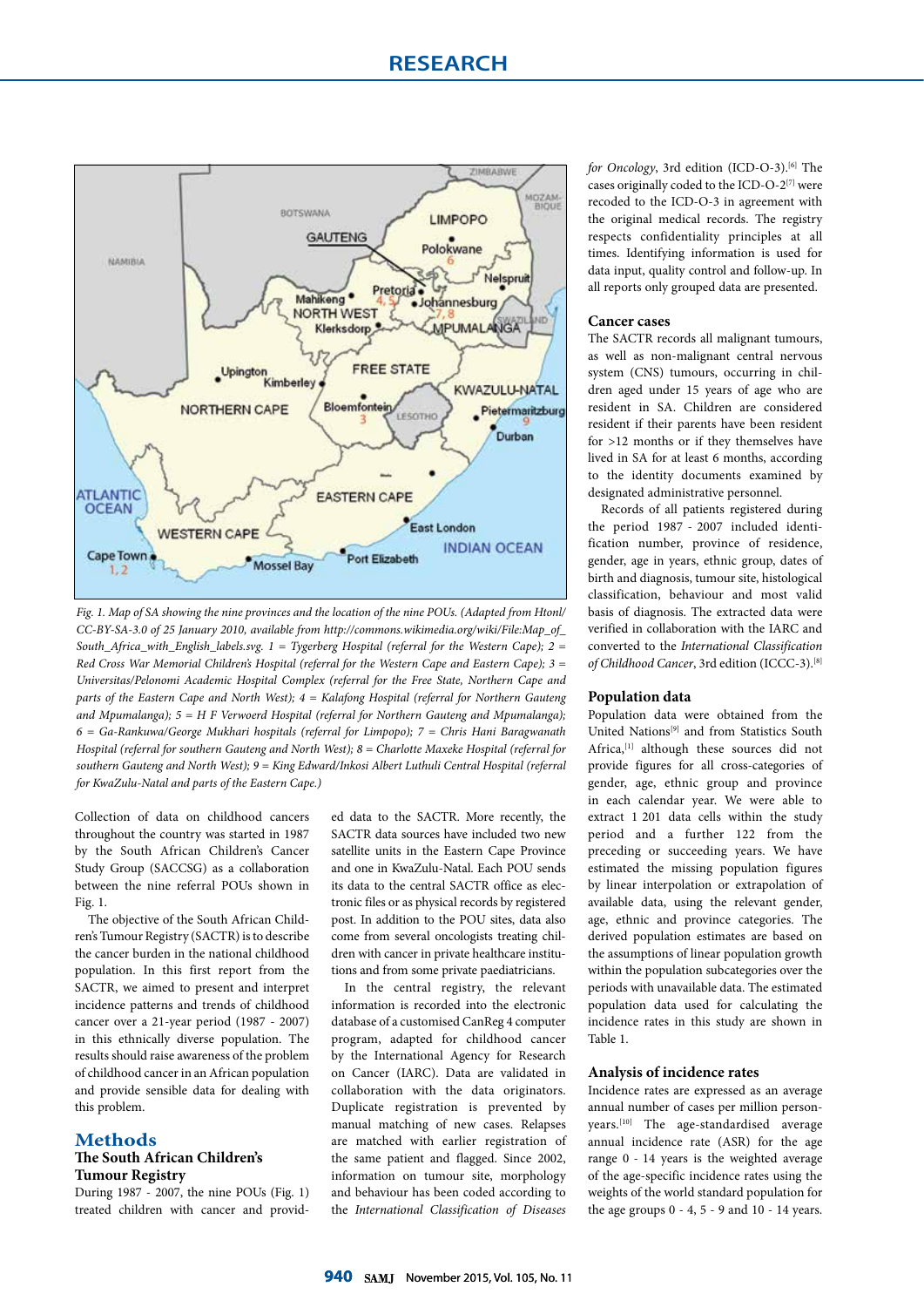*Fig. 1. Map of SA showing the nine provinces and the location of the nine POUs. (Adapted from Htonl/ CC-BY-SA-3.0 of 25 January 2010, available from http://commons.wikimedia.org/wiki/File:Map_of_South_Africa_with_English_labels.svg. 1 = Tygerberg Hospital (referral for the Western Cape); 2 = Red Cross War Memorial Children's Hospital (referral for the Western Cape and Eastern Cape); 3 = Universitas/Pelonomi Academic Hospital Complex (referral for the Free State, Northern Cape and parts of the Eastern Cape and North West); 4 = Kalafong Hospital (referral for Northern Gauteng and Mpumalanga); 5 = H F Verwoerd Hospital (referral for Northern Gauteng and Mpumalanga); 6 = Ga-Rankuwa/George Mukhari hospitals (referral for Limpopo); 7 = Chris Hani Baragwanath Hospital (referral for southern Gauteng and North West); 8 = Charlotte Maxeke Hospital (referral for southern Gauteng and North West); 9 = King Edward/Inkosi Albert Luthuli Central Hospital (referral for KwaZulu-Natal and parts of the Eastern Cape.)*

Collection of data on childhood cancers throughout the country was started in 1987 by the South African Children's Cancer Study Group (SACCSG) as a collaboration between the nine referral POUs shown in Fig. 1.

The objective of the South African Children's Tumour Registry (SACTR) is to describe the cancer burden in the national childhood population. In this first report from the SACTR, we aimed to present and interpret incidence patterns and trends of childhood cancer over a 21-year period (1987 - 2007) in this ethnically diverse population. The results should raise awareness of the problem of childhood cancer in an African population and provide sensible data for dealing with this problem.

# Methods

## The South African Children's Tumour Registry

During 1987 - 2007, the nine POUs (Fig. 1) treated children with cancer and provided data to the SACTR. More recently, the SACTR data sources have included two new satellite units in the Eastern Cape Province and one in KwaZulu-Natal. Each POU sends its data to the central SACTR office as electronic files or as physical records by registered post. In addition to the POU sites, data also come from several oncologists treating children with cancer in private healthcare institutions and from some private paediatricians.

In the central registry, the relevant information is recorded into the electronic database of a customised CanReg 4 computer program, adapted for childhood cancer by the International Agency for Research on Cancer (IARC). Data are validated in collaboration with the data originators. Duplicate registration is prevented by manual matching of new cases. Relapses are matched with earlier registration of the same patient and flagged. Since 2002, information on tumour site, morphology and behaviour has been coded according to the *International Classification of Diseases for Oncology*, 3rd edition (ICD-O-3).[6] The cases originally coded to the ICD-O-2[7] were recoded to the ICD-O-3 in agreement with the original medical records. The registry respects confidentiality principles at all times. Identifying information is used for data input, quality control and follow-up. In all reports only grouped data are presented.

## Cancer cases

The SACTR records all malignant tumours, as well as non-malignant central nervous system (CNS) tumours, occurring in children aged under 15 years of age who are resident in SA. Children are considered resident if their parents have been resident for >12 months or if they themselves have lived in SA for at least 6 months, according to the identity documents examined by designated administrative personnel.

Records of all patients registered during the period 1987 - 2007 included identification number, province of residence, gender, age in years, ethnic group, dates of birth and diagnosis, tumour site, histological classification, behaviour and most valid basis of diagnosis. The extracted data were verified in collaboration with the IARC and converted to the *International Classification of Childhood Cancer*, 3rd edition (ICCC-3).[8]

## Population data

Population data were obtained from the United Nations[9] and from Statistics South Africa,[1] although these sources did not provide figures for all cross-categories of gender, age, ethnic group and province in each calendar year. We were able to extract 1 201 data cells within the study period and a further 122 from the preceding or succeeding years. We have estimated the missing population figures by linear interpolation or extrapolation of available data, using the relevant gender, age, ethnic and province categories. The derived population estimates are based on the assumptions of linear population growth within the population subcategories over the periods with unavailable data. The estimated population data used for calculating the incidence rates in this study are shown in Table 1.

## Analysis of incidence rates

Incidence rates are expressed as an average annual number of cases per million person-years.[10] The age-standardised average annual incidence rate (ASR) for the age range 0 - 14 years is the weighted average of the age-specific incidence rates using the weights of the world standard population for the age groups 0 - 4, 5 - 9 and 10 - 14 years.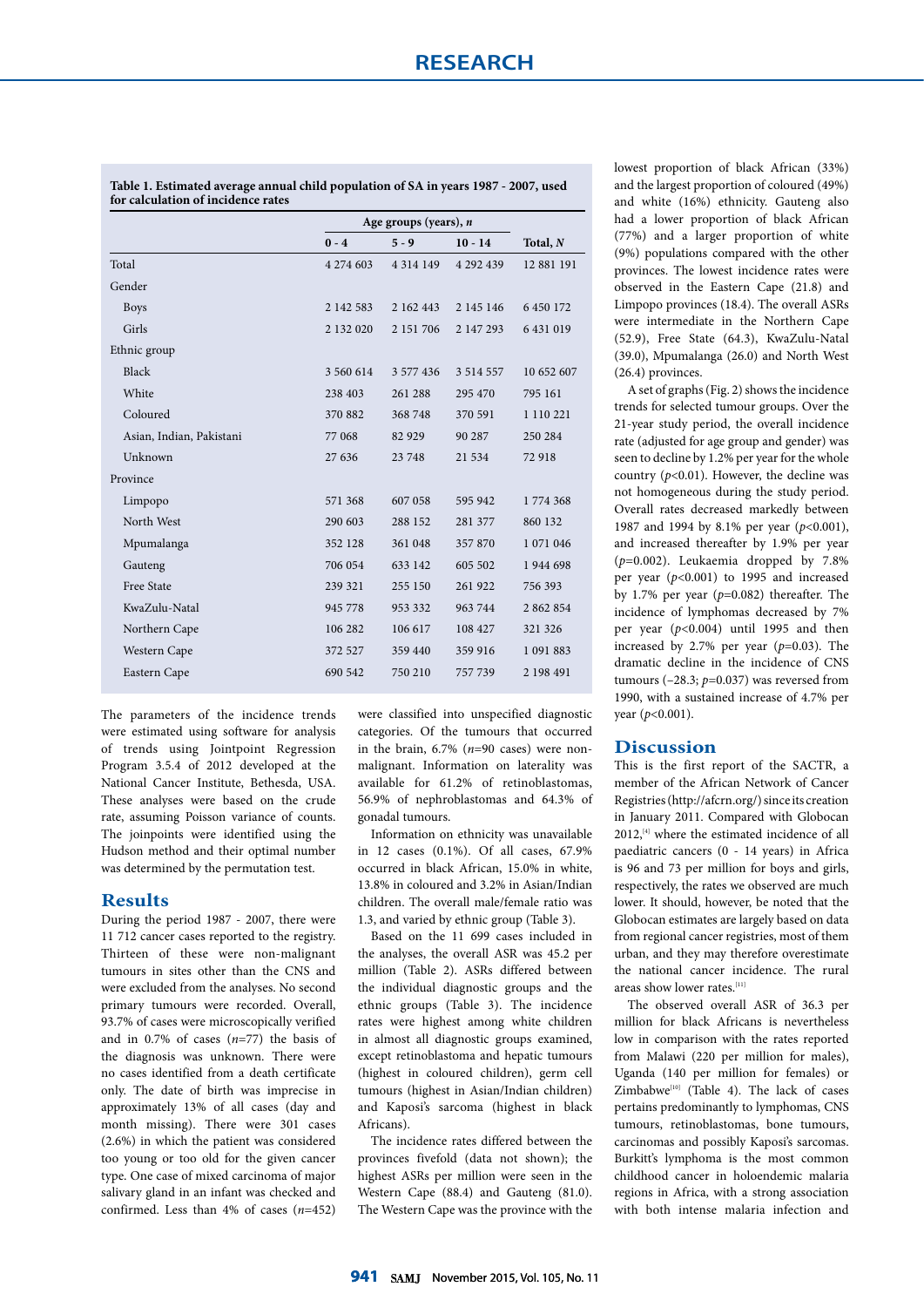**Table 1. Estimated average annual child population of SA in years 1987 - 2007, used for calculation of incidence rates**

| | Age groups (years), *n* | | | |
|---|---|---|---|---|
| | 0 - 4 | 5 - 9 | 10 - 14 | Total, *N* |
| Total | 4 274 603 | 4 314 149 | 4 292 439 | 12 881 191 |
| Gender | | | | |
| Boys | 2 142 583 | 2 162 443 | 2 145 146 | 6 450 172 |
| Girls | 2 132 020 | 2 151 706 | 2 147 293 | 6 431 019 |
| Ethnic group | | | | |
| Black | 3 560 614 | 3 577 436 | 3 514 557 | 10 652 607 |
| White | 238 403 | 261 288 | 295 470 | 795 161 |
| Coloured | 370 882 | 368 748 | 370 591 | 1 110 221 |
| Asian, Indian, Pakistani | 77 068 | 82 929 | 90 287 | 250 284 |
| Unknown | 27 636 | 23 748 | 21 534 | 72 918 |
| Province | | | | |
| Limpopo | 571 368 | 607 058 | 595 942 | 1 774 368 |
| North West | 290 603 | 288 152 | 281 377 | 860 132 |
| Mpumalanga | 352 128 | 361 048 | 357 870 | 1 071 046 |
| Gauteng | 706 054 | 633 142 | 605 502 | 1 944 698 |
| Free State | 239 321 | 255 150 | 261 922 | 756 393 |
| KwaZulu-Natal | 945 778 | 953 332 | 963 744 | 2 862 854 |
| Northern Cape | 106 282 | 106 617 | 108 427 | 321 326 |
| Western Cape | 372 527 | 359 440 | 359 916 | 1 091 883 |
| Eastern Cape | 690 542 | 750 210 | 757 739 | 2 198 491 |

The parameters of the incidence trends were estimated using software for analysis of trends using Jointpoint Regression Program 3.5.4 of 2012 developed at the National Cancer Institute, Bethesda, USA. These analyses were based on the crude rate, assuming Poisson variance of counts. The joinpoints were identified using the Hudson method and their optimal number was determined by the permutation test.

## Results

During the period 1987 - 2007, there were 11 712 cancer cases reported to the registry. Thirteen of these were non-malignant tumours in sites other than the CNS and were excluded from the analyses. No second primary tumours were recorded. Overall, 93.7% of cases were microscopically verified and in 0.7% of cases (*n*=77) the basis of the diagnosis was unknown. There were no cases identified from a death certificate only. The date of birth was imprecise in approximately 13% of all cases (day and month missing). There were 301 cases (2.6%) in which the patient was considered too young or too old for the given cancer type. One case of mixed carcinoma of major salivary gland in an infant was checked and confirmed. Less than 4% of cases (*n*=452) were classified into unspecified diagnostic categories. Of the tumours that occurred in the brain, 6.7% (*n*=90 cases) were non-malignant. Information on laterality was available for 61.2% of retinoblastomas, 56.9% of nephroblastomas and 64.3% of gonadal tumours.

Information on ethnicity was unavailable in 12 cases (0.1%). Of all cases, 67.9% occurred in black African, 15.0% in white, 13.8% in coloured and 3.2% in Asian/Indian children. The overall male/female ratio was 1.3, and varied by ethnic group (Table 3).

Based on the 11 699 cases included in the analyses, the overall ASR was 45.2 per million (Table 2). ASRs differed between the individual diagnostic groups and the ethnic groups (Table 3). The incidence rates were highest among white children in almost all diagnostic groups examined, except retinoblastoma and hepatic tumours (highest in coloured children), germ cell tumours (highest in Asian/Indian children) and Kaposi's sarcoma (highest in black Africans).

The incidence rates differed between the provinces fivefold (data not shown); the highest ASRs per million were seen in the Western Cape (88.4) and Gauteng (81.0). The Western Cape was the province with the lowest proportion of black African (33%) and the largest proportion of coloured (49%) and white (16%) ethnicity. Gauteng also had a lower proportion of black African (77%) and a larger proportion of white (9%) populations compared with the other provinces. The lowest incidence rates were observed in the Eastern Cape (21.8) and Limpopo provinces (18.4). The overall ASRs were intermediate in the Northern Cape (52.9), Free State (64.3), KwaZulu-Natal (39.0), Mpumalanga (26.0) and North West (26.4) provinces.

A set of graphs (Fig. 2) shows the incidence trends for selected tumour groups. Over the 21-year study period, the overall incidence rate (adjusted for age group and gender) was seen to decline by 1.2% per year for the whole country ($p<0.01$). However, the decline was not homogeneous during the study period. Overall rates decreased markedly between 1987 and 1994 by 8.1% per year ($p<0.001$), and increased thereafter by 1.9% per year ($p=0.002$). Leukaemia dropped by 7.8% per year ($p<0.001$) to 1995 and increased by 1.7% per year ($p=0.082$) thereafter. The incidence of lymphomas decreased by 7% per year ($p<0.004$) until 1995 and then increased by 2.7% per year ($p=0.03$). The dramatic decline in the incidence of CNS tumours (–28.3; $p=0.037$) was reversed from 1990, with a sustained increase of 4.7% per year ($p<0.001$).

## Discussion

This is the first report of the SACTR, a member of the African Network of Cancer Registries (http://afcrn.org/) since its creation in January 2011. Compared with Globocan 2012,[4] where the estimated incidence of all paediatric cancers (0 - 14 years) in Africa is 96 and 73 per million for boys and girls, respectively, the rates we observed are much lower. It should, however, be noted that the Globocan estimates are largely based on data from regional cancer registries, most of them urban, and they may therefore overestimate the national cancer incidence. The rural areas show lower rates.[11]

The observed overall ASR of 36.3 per million for black Africans is nevertheless low in comparison with the rates reported from Malawi (220 per million for males), Uganda (140 per million for females) or Zimbabwe[10] (Table 4). The lack of cases pertains predominantly to lymphomas, CNS tumours, retinoblastomas, bone tumours, carcinomas and possibly Kaposi's sarcomas. Burkitt's lymphoma is the most common childhood cancer in holoendemic malaria regions in Africa, with a strong association with both intense malaria infection and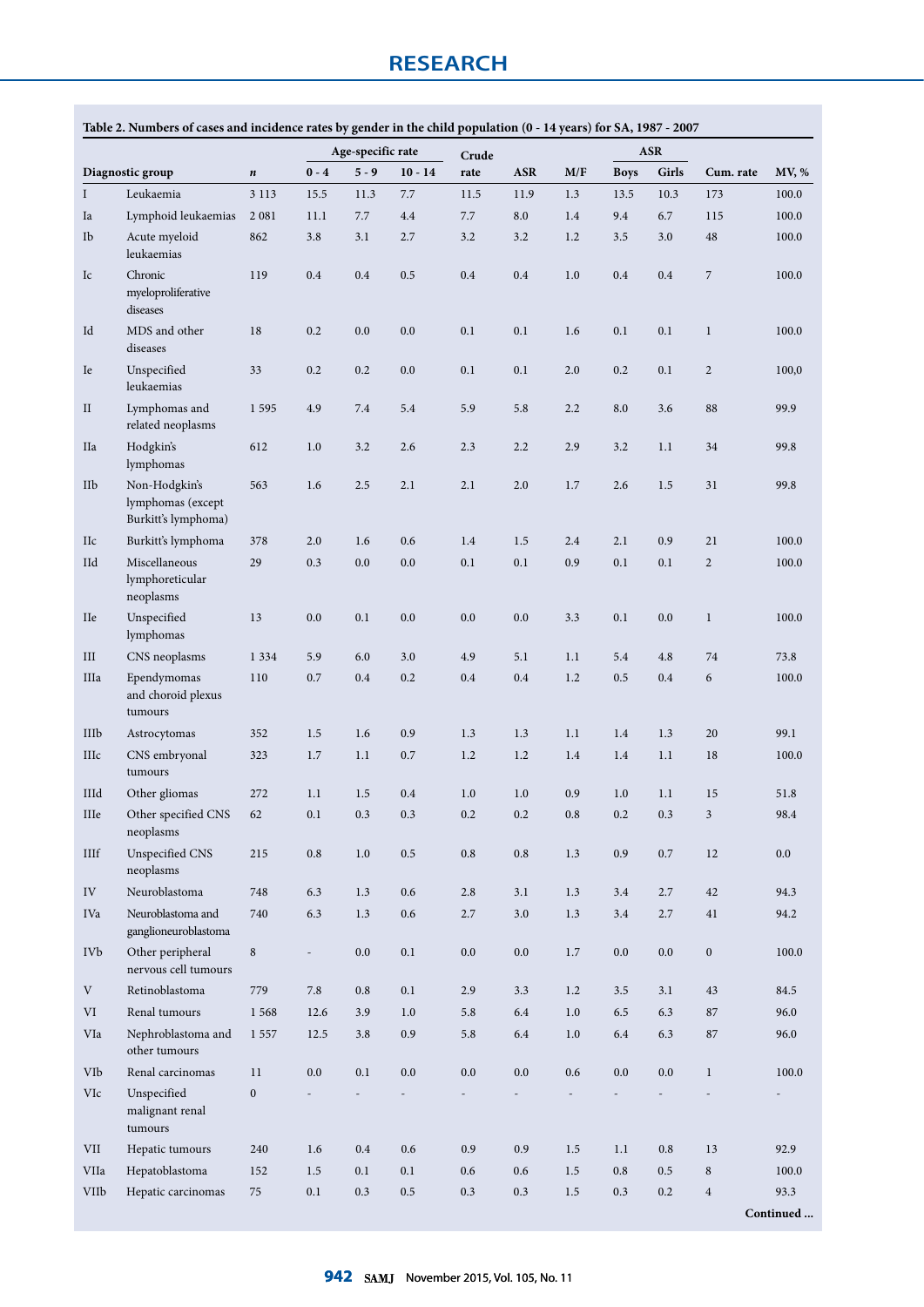**Table 2. Numbers of cases and incidence rates by gender in the child population (0 - 14 years) for SA, 1987 - 2007**

| | | | Age-specific rate | | | Crude | | | ASR | | | |
|---|---|---|---|---|---|---|---|---|---|---|---|---|
| Diagnostic group | | *n* | 0 - 4 | 5 - 9 | 10 - 14 | rate | ASR | M/F | Boys | Girls | Cum. rate | MV, % |
| I | Leukaemia | 3 113 | 15.5 | 11.3 | 7.7 | 11.5 | 11.9 | 1.3 | 13.5 | 10.3 | 173 | 100.0 |
| Ia | Lymphoid leukaemias | 2 081 | 11.1 | 7.7 | 4.4 | 7.7 | 8.0 | 1.4 | 9.4 | 6.7 | 115 | 100.0 |
| Ib | Acute myeloid leukaemias | 862 | 3.8 | 3.1 | 2.7 | 3.2 | 3.2 | 1.2 | 3.5 | 3.0 | 48 | 100.0 |
| Ic | Chronic myeloproliferative diseases | 119 | 0.4 | 0.4 | 0.5 | 0.4 | 0.4 | 1.0 | 0.4 | 0.4 | 7 | 100.0 |
| Id | MDS and other diseases | 18 | 0.2 | 0.0 | 0.0 | 0.1 | 0.1 | 1.6 | 0.1 | 0.1 | 1 | 100.0 |
| Ie | Unspecified leukaemias | 33 | 0.2 | 0.2 | 0.0 | 0.1 | 0.1 | 2.0 | 0.2 | 0.1 | 2 | 100,0 |
| II | Lymphomas and related neoplasms | 1 595 | 4.9 | 7.4 | 5.4 | 5.9 | 5.8 | 2.2 | 8.0 | 3.6 | 88 | 99.9 |
| IIa | Hodgkin's lymphomas | 612 | 1.0 | 3.2 | 2.6 | 2.3 | 2.2 | 2.9 | 3.2 | 1.1 | 34 | 99.8 |
| IIb | Non-Hodgkin's lymphomas (except Burkitt's lymphoma) | 563 | 1.6 | 2.5 | 2.1 | 2.1 | 2.0 | 1.7 | 2.6 | 1.5 | 31 | 99.8 |
| IIc | Burkitt's lymphoma | 378 | 2.0 | 1.6 | 0.6 | 1.4 | 1.5 | 2.4 | 2.1 | 0.9 | 21 | 100.0 |
| IId | Miscellaneous lymphoreticular neoplasms | 29 | 0.3 | 0.0 | 0.0 | 0.1 | 0.1 | 0.9 | 0.1 | 0.1 | 2 | 100.0 |
| IIe | Unspecified lymphomas | 13 | 0.0 | 0.1 | 0.0 | 0.0 | 0.0 | 3.3 | 0.1 | 0.0 | 1 | 100.0 |
| III | CNS neoplasms | 1 334 | 5.9 | 6.0 | 3.0 | 4.9 | 5.1 | 1.1 | 5.4 | 4.8 | 74 | 73.8 |
| IIIa | Ependymomas and choroid plexus tumours | 110 | 0.7 | 0.4 | 0.2 | 0.4 | 0.4 | 1.2 | 0.5 | 0.4 | 6 | 100.0 |
| IIIb | Astrocytomas | 352 | 1.5 | 1.6 | 0.9 | 1.3 | 1.3 | 1.1 | 1.4 | 1.3 | 20 | 99.1 |
| IIIc | CNS embryonal tumours | 323 | 1.7 | 1.1 | 0.7 | 1.2 | 1.2 | 1.4 | 1.4 | 1.1 | 18 | 100.0 |
| IIId | Other gliomas | 272 | 1.1 | 1.5 | 0.4 | 1.0 | 1.0 | 0.9 | 1.0 | 1.1 | 15 | 51.8 |
| IIIe | Other specified CNS neoplasms | 62 | 0.1 | 0.3 | 0.3 | 0.2 | 0.2 | 0.8 | 0.2 | 0.3 | 3 | 98.4 |
| IIIf | Unspecified CNS neoplasms | 215 | 0.8 | 1.0 | 0.5 | 0.8 | 0.8 | 1.3 | 0.9 | 0.7 | 12 | 0.0 |
| IV | Neuroblastoma | 748 | 6.3 | 1.3 | 0.6 | 2.8 | 3.1 | 1.3 | 3.4 | 2.7 | 42 | 94.3 |
| IVa | Neuroblastoma and ganglioneuroblastoma | 740 | 6.3 | 1.3 | 0.6 | 2.7 | 3.0 | 1.3 | 3.4 | 2.7 | 41 | 94.2 |
| IVb | Other peripheral nervous cell tumours | 8 | - | 0.0 | 0.1 | 0.0 | 0.0 | 1.7 | 0.0 | 0.0 | 0 | 100.0 |
| V | Retinoblastoma | 779 | 7.8 | 0.8 | 0.1 | 2.9 | 3.3 | 1.2 | 3.5 | 3.1 | 43 | 84.5 |
| VI | Renal tumours | 1 568 | 12.6 | 3.9 | 1.0 | 5.8 | 6.4 | 1.0 | 6.5 | 6.3 | 87 | 96.0 |
| VIa | Nephroblastoma and other tumours | 1 557 | 12.5 | 3.8 | 0.9 | 5.8 | 6.4 | 1.0 | 6.4 | 6.3 | 87 | 96.0 |
| VIb | Renal carcinomas | 11 | 0.0 | 0.1 | 0.0 | 0.0 | 0.0 | 0.6 | 0.0 | 0.0 | 1 | 100.0 |
| VIc | Unspecified malignant renal tumours | 0 | - | - | - | - | - | - | - | - | - | - |
| VII | Hepatic tumours | 240 | 1.6 | 0.4 | 0.6 | 0.9 | 0.9 | 1.5 | 1.1 | 0.8 | 13 | 92.9 |
| VIIa | Hepatoblastoma | 152 | 1.5 | 0.1 | 0.1 | 0.6 | 0.6 | 1.5 | 0.8 | 0.5 | 8 | 100.0 |
| VIIb | Hepatic carcinomas | 75 | 0.1 | 0.3 | 0.5 | 0.3 | 0.3 | 1.5 | 0.3 | 0.2 | 4 | 93.3 |

Continued ...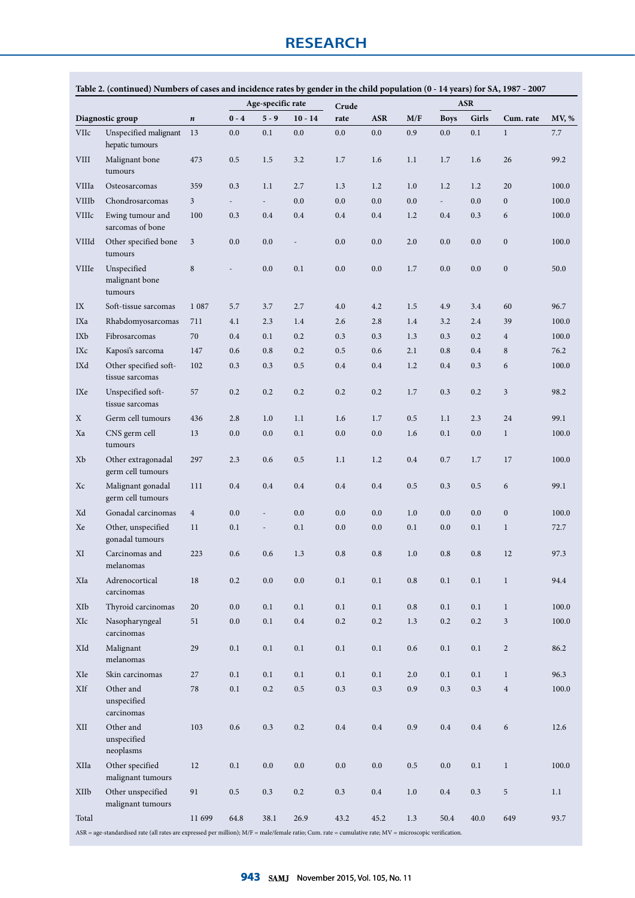**Table 2. (continued) Numbers of cases and incidence rates by gender in the child population (0 - 14 years) for SA, 1987 - 2007**

| Diagnostic group | | *n* | Age-specific rate | | | Crude rate | ASR | M/F | ASR | | Cum. rate | MV, % |
|---|---|---|---|---|---|---|---|---|---|---|---|---|
| | | | 0 - 4 | 5 - 9 | 10 - 14 | | | | Boys | Girls | | |
| VIIc | Unspecified malignant hepatic tumours | 13 | 0.0 | 0.1 | 0.0 | 0.0 | 0.0 | 0.9 | 0.0 | 0.1 | 1 | 7.7 |
| VIII | Malignant bone tumours | 473 | 0.5 | 1.5 | 3.2 | 1.7 | 1.6 | 1.1 | 1.7 | 1.6 | 26 | 99.2 |
| VIIIa | Osteosarcomas | 359 | 0.3 | 1.1 | 2.7 | 1.3 | 1.2 | 1.0 | 1.2 | 1.2 | 20 | 100.0 |
| VIIIb | Chondrosarcomas | 3 | - | - | 0.0 | 0.0 | 0.0 | 0.0 | - | 0.0 | 0 | 100.0 |
| VIIIc | Ewing tumour and sarcomas of bone | 100 | 0.3 | 0.4 | 0.4 | 0.4 | 0.4 | 1.2 | 0.4 | 0.3 | 6 | 100.0 |
| VIIId | Other specified bone tumours | 3 | 0.0 | 0.0 | - | 0.0 | 0.0 | 2.0 | 0.0 | 0.0 | 0 | 100.0 |
| VIIIe | Unspecified malignant bone tumours | 8 | - | 0.0 | 0.1 | 0.0 | 0.0 | 1.7 | 0.0 | 0.0 | 0 | 50.0 |
| IX | Soft-tissue sarcomas | 1 087 | 5.7 | 3.7 | 2.7 | 4.0 | 4.2 | 1.5 | 4.9 | 3.4 | 60 | 96.7 |
| IXa | Rhabdomyosarcomas | 711 | 4.1 | 2.3 | 1.4 | 2.6 | 2.8 | 1.4 | 3.2 | 2.4 | 39 | 100.0 |
| IXb | Fibrosarcomas | 70 | 0.4 | 0.1 | 0.2 | 0.3 | 0.3 | 1.3 | 0.3 | 0.2 | 4 | 100.0 |
| IXc | Kaposi's sarcoma | 147 | 0.6 | 0.8 | 0.2 | 0.5 | 0.6 | 2.1 | 0.8 | 0.4 | 8 | 76.2 |
| IXd | Other specified soft-tissue sarcomas | 102 | 0.3 | 0.3 | 0.5 | 0.4 | 0.4 | 1.2 | 0.4 | 0.3 | 6 | 100.0 |
| IXe | Unspecified soft-tissue sarcomas | 57 | 0.2 | 0.2 | 0.2 | 0.2 | 0.2 | 1.7 | 0.3 | 0.2 | 3 | 98.2 |
| X | Germ cell tumours | 436 | 2.8 | 1.0 | 1.1 | 1.6 | 1.7 | 0.5 | 1.1 | 2.3 | 24 | 99.1 |
| Xa | CNS germ cell tumours | 13 | 0.0 | 0.0 | 0.1 | 0.0 | 0.0 | 1.6 | 0.1 | 0.0 | 1 | 100.0 |
| Xb | Other extragonadal germ cell tumours | 297 | 2.3 | 0.6 | 0.5 | 1.1 | 1.2 | 0.4 | 0.7 | 1.7 | 17 | 100.0 |
| Xc | Malignant gonadal germ cell tumours | 111 | 0.4 | 0.4 | 0.4 | 0.4 | 0.4 | 0.5 | 0.3 | 0.5 | 6 | 99.1 |
| Xd | Gonadal carcinomas | 4 | 0.0 | - | 0.0 | 0.0 | 0.0 | 1.0 | 0.0 | 0.0 | 0 | 100.0 |
| Xe | Other, unspecified gonadal tumours | 11 | 0.1 | - | 0.1 | 0.0 | 0.0 | 0.1 | 0.0 | 0.1 | 1 | 72.7 |
| XI | Carcinomas and melanomas | 223 | 0.6 | 0.6 | 1.3 | 0.8 | 0.8 | 1.0 | 0.8 | 0.8 | 12 | 97.3 |
| XIa | Adrenocortical carcinomas | 18 | 0.2 | 0.0 | 0.0 | 0.1 | 0.1 | 0.8 | 0.1 | 0.1 | 1 | 94.4 |
| XIb | Thyroid carcinomas | 20 | 0.0 | 0.1 | 0.1 | 0.1 | 0.1 | 0.8 | 0.1 | 0.1 | 1 | 100.0 |
| XIc | Nasopharyngeal carcinomas | 51 | 0.0 | 0.1 | 0.4 | 0.2 | 0.2 | 1.3 | 0.2 | 0.2 | 3 | 100.0 |
| XId | Malignant melanomas | 29 | 0.1 | 0.1 | 0.1 | 0.1 | 0.1 | 0.6 | 0.1 | 0.1 | 2 | 86.2 |
| XIe | Skin carcinomas | 27 | 0.1 | 0.1 | 0.1 | 0.1 | 0.1 | 2.0 | 0.1 | 0.1 | 1 | 96.3 |
| XIf | Other and unspecified carcinomas | 78 | 0.1 | 0.2 | 0.5 | 0.3 | 0.3 | 0.9 | 0.3 | 0.3 | 4 | 100.0 |
| XII | Other and unspecified neoplasms | 103 | 0.6 | 0.3 | 0.2 | 0.4 | 0.4 | 0.9 | 0.4 | 0.4 | 6 | 12.6 |
| XIIa | Other specified malignant tumours | 12 | 0.1 | 0.0 | 0.0 | 0.0 | 0.0 | 0.5 | 0.0 | 0.1 | 1 | 100.0 |
| XIIb | Other unspecified malignant tumours | 91 | 0.5 | 0.3 | 0.2 | 0.3 | 0.4 | 1.0 | 0.4 | 0.3 | 5 | 1.1 |
| Total | | 11 699 | 64.8 | 38.1 | 26.9 | 43.2 | 45.2 | 1.3 | 50.4 | 40.0 | 649 | 93.7 |

ASR = age-standardised rate (all rates are expressed per million); M/F = male/female ratio; Cum. rate = cumulative rate; MV = microscopic verification.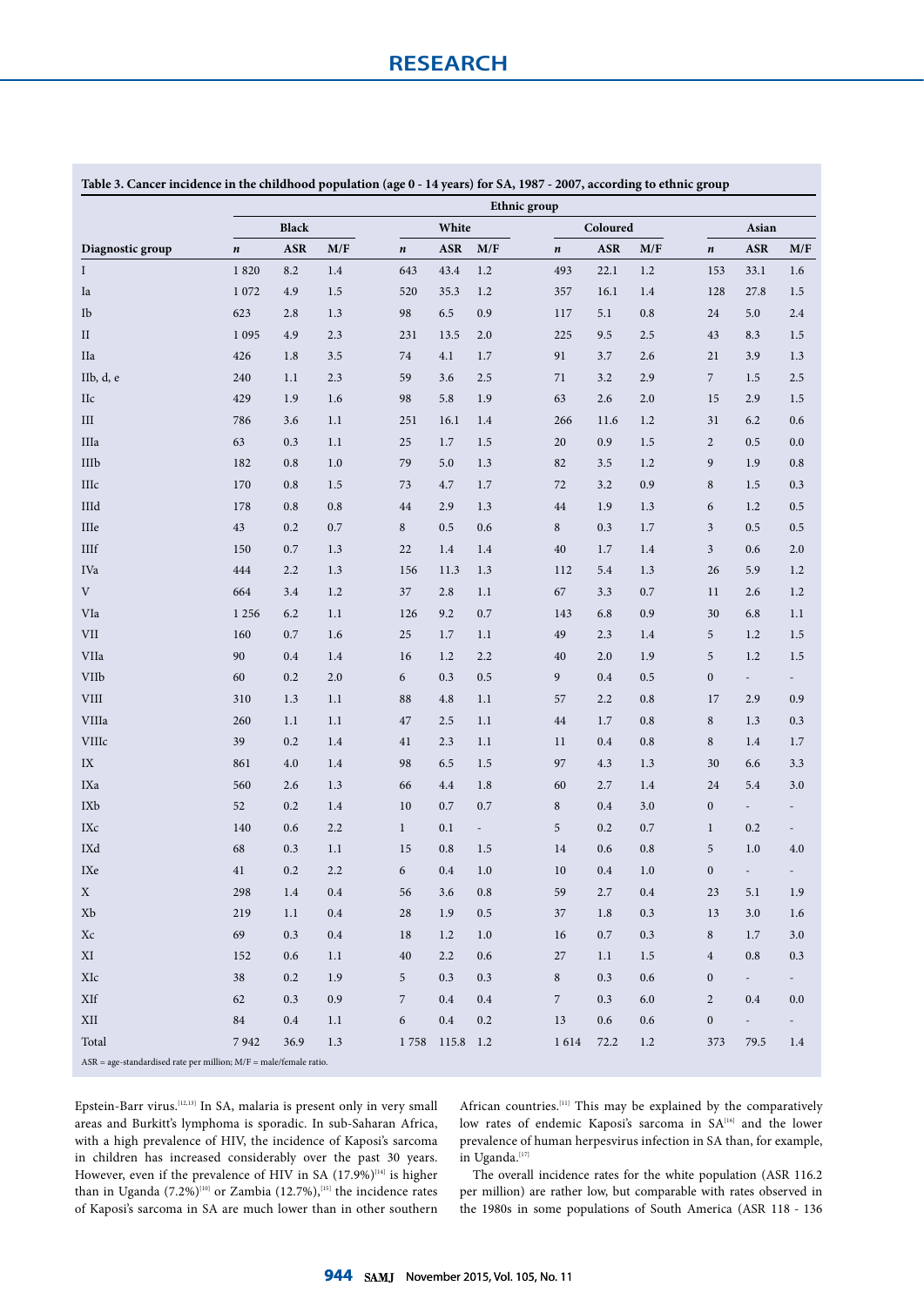**Table 3. Cancer incidence in the childhood population (age 0 - 14 years) for SA, 1987 - 2007, according to ethnic group**

| | Ethnic group | | | | | | | | | | | |
|---|---|---|---|---|---|---|---|---|---|---|---|---|
| | Black | | | White | | | Coloured | | | Asian | | |
| Diagnostic group | *n* | ASR | M/F | *n* | ASR | M/F | *n* | ASR | M/F | *n* | ASR | M/F |
| I | 1 820 | 8.2 | 1.4 | 643 | 43.4 | 1.2 | 493 | 22.1 | 1.2 | 153 | 33.1 | 1.6 |
| Ia | 1 072 | 4.9 | 1.5 | 520 | 35.3 | 1.2 | 357 | 16.1 | 1.4 | 128 | 27.8 | 1.5 |
| Ib | 623 | 2.8 | 1.3 | 98 | 6.5 | 0.9 | 117 | 5.1 | 0.8 | 24 | 5.0 | 2.4 |
| II | 1 095 | 4.9 | 2.3 | 231 | 13.5 | 2.0 | 225 | 9.5 | 2.5 | 43 | 8.3 | 1.5 |
| IIa | 426 | 1.8 | 3.5 | 74 | 4.1 | 1.7 | 91 | 3.7 | 2.6 | 21 | 3.9 | 1.3 |
| IIb, d, e | 240 | 1.1 | 2.3 | 59 | 3.6 | 2.5 | 71 | 3.2 | 2.9 | 7 | 1.5 | 2.5 |
| IIc | 429 | 1.9 | 1.6 | 98 | 5.8 | 1.9 | 63 | 2.6 | 2.0 | 15 | 2.9 | 1.5 |
| III | 786 | 3.6 | 1.1 | 251 | 16.1 | 1.4 | 266 | 11.6 | 1.2 | 31 | 6.2 | 0.6 |
| IIIa | 63 | 0.3 | 1.1 | 25 | 1.7 | 1.5 | 20 | 0.9 | 1.5 | 2 | 0.5 | 0.0 |
| IIIb | 182 | 0.8 | 1.0 | 79 | 5.0 | 1.3 | 82 | 3.5 | 1.2 | 9 | 1.9 | 0.8 |
| IIIc | 170 | 0.8 | 1.5 | 73 | 4.7 | 1.7 | 72 | 3.2 | 0.9 | 8 | 1.5 | 0.3 |
| IIId | 178 | 0.8 | 0.8 | 44 | 2.9 | 1.3 | 44 | 1.9 | 1.3 | 6 | 1.2 | 0.5 |
| IIIe | 43 | 0.2 | 0.7 | 8 | 0.5 | 0.6 | 8 | 0.3 | 1.7 | 3 | 0.5 | 0.5 |
| IIIf | 150 | 0.7 | 1.3 | 22 | 1.4 | 1.4 | 40 | 1.7 | 1.4 | 3 | 0.6 | 2.0 |
| IVa | 444 | 2.2 | 1.3 | 156 | 11.3 | 1.3 | 112 | 5.4 | 1.3 | 26 | 5.9 | 1.2 |
| V | 664 | 3.4 | 1.2 | 37 | 2.8 | 1.1 | 67 | 3.3 | 0.7 | 11 | 2.6 | 1.2 |
| VIa | 1 256 | 6.2 | 1.1 | 126 | 9.2 | 0.7 | 143 | 6.8 | 0.9 | 30 | 6.8 | 1.1 |
| VII | 160 | 0.7 | 1.6 | 25 | 1.7 | 1.1 | 49 | 2.3 | 1.4 | 5 | 1.2 | 1.5 |
| VIIa | 90 | 0.4 | 1.4 | 16 | 1.2 | 2.2 | 40 | 2.0 | 1.9 | 5 | 1.2 | 1.5 |
| VIIb | 60 | 0.2 | 2.0 | 6 | 0.3 | 0.5 | 9 | 0.4 | 0.5 | 0 | - | - |
| VIII | 310 | 1.3 | 1.1 | 88 | 4.8 | 1.1 | 57 | 2.2 | 0.8 | 17 | 2.9 | 0.9 |
| VIIIa | 260 | 1.1 | 1.1 | 47 | 2.5 | 1.1 | 44 | 1.7 | 0.8 | 8 | 1.3 | 0.3 |
| VIIIc | 39 | 0.2 | 1.4 | 41 | 2.3 | 1.1 | 11 | 0.4 | 0.8 | 8 | 1.4 | 1.7 |
| IX | 861 | 4.0 | 1.4 | 98 | 6.5 | 1.5 | 97 | 4.3 | 1.3 | 30 | 6.6 | 3.3 |
| IXa | 560 | 2.6 | 1.3 | 66 | 4.4 | 1.8 | 60 | 2.7 | 1.4 | 24 | 5.4 | 3.0 |
| IXb | 52 | 0.2 | 1.4 | 10 | 0.7 | 0.7 | 8 | 0.4 | 3.0 | 0 | - | - |
| IXc | 140 | 0.6 | 2.2 | 1 | 0.1 | - | 5 | 0.2 | 0.7 | 1 | 0.2 | - |
| IXd | 68 | 0.3 | 1.1 | 15 | 0.8 | 1.5 | 14 | 0.6 | 0.8 | 5 | 1.0 | 4.0 |
| IXe | 41 | 0.2 | 2.2 | 6 | 0.4 | 1.0 | 10 | 0.4 | 1.0 | 0 | - | - |
| X | 298 | 1.4 | 0.4 | 56 | 3.6 | 0.8 | 59 | 2.7 | 0.4 | 23 | 5.1 | 1.9 |
| Xb | 219 | 1.1 | 0.4 | 28 | 1.9 | 0.5 | 37 | 1.8 | 0.3 | 13 | 3.0 | 1.6 |
| Xc | 69 | 0.3 | 0.4 | 18 | 1.2 | 1.0 | 16 | 0.7 | 0.3 | 8 | 1.7 | 3.0 |
| XI | 152 | 0.6 | 1.1 | 40 | 2.2 | 0.6 | 27 | 1.1 | 1.5 | 4 | 0.8 | 0.3 |
| XIc | 38 | 0.2 | 1.9 | 5 | 0.3 | 0.3 | 8 | 0.3 | 0.6 | 0 | - | - |
| XIf | 62 | 0.3 | 0.9 | 7 | 0.4 | 0.4 | 7 | 0.3 | 6.0 | 2 | 0.4 | 0.0 |
| XII | 84 | 0.4 | 1.1 | 6 | 0.4 | 0.2 | 13 | 0.6 | 0.6 | 0 | - | - |
| Total | 7 942 | 36.9 | 1.3 | 1 758 | 115.8 | 1.2 | 1 614 | 72.2 | 1.2 | 373 | 79.5 | 1.4 |

ASR = age-standardised rate per million; M/F = male/female ratio.

Epstein-Barr virus.[12,13] In SA, malaria is present only in very small areas and Burkitt's lymphoma is sporadic. In sub-Saharan Africa, with a high prevalence of HIV, the incidence of Kaposi's sarcoma in children has increased considerably over the past 30 years. However, even if the prevalence of HIV in SA (17.9%)[14] is higher than in Uganda (7.2%)[10] or Zambia (12.7%),[15] the incidence rates of Kaposi's sarcoma in SA are much lower than in other southern African countries.[11] This may be explained by the comparatively low rates of endemic Kaposi's sarcoma in SA[16] and the lower prevalence of human herpesvirus infection in SA than, for example, in Uganda.[17]

The overall incidence rates for the white population (ASR 116.2 per million) are rather low, but comparable with rates observed in the 1980s in some populations of South America (ASR 118 - 136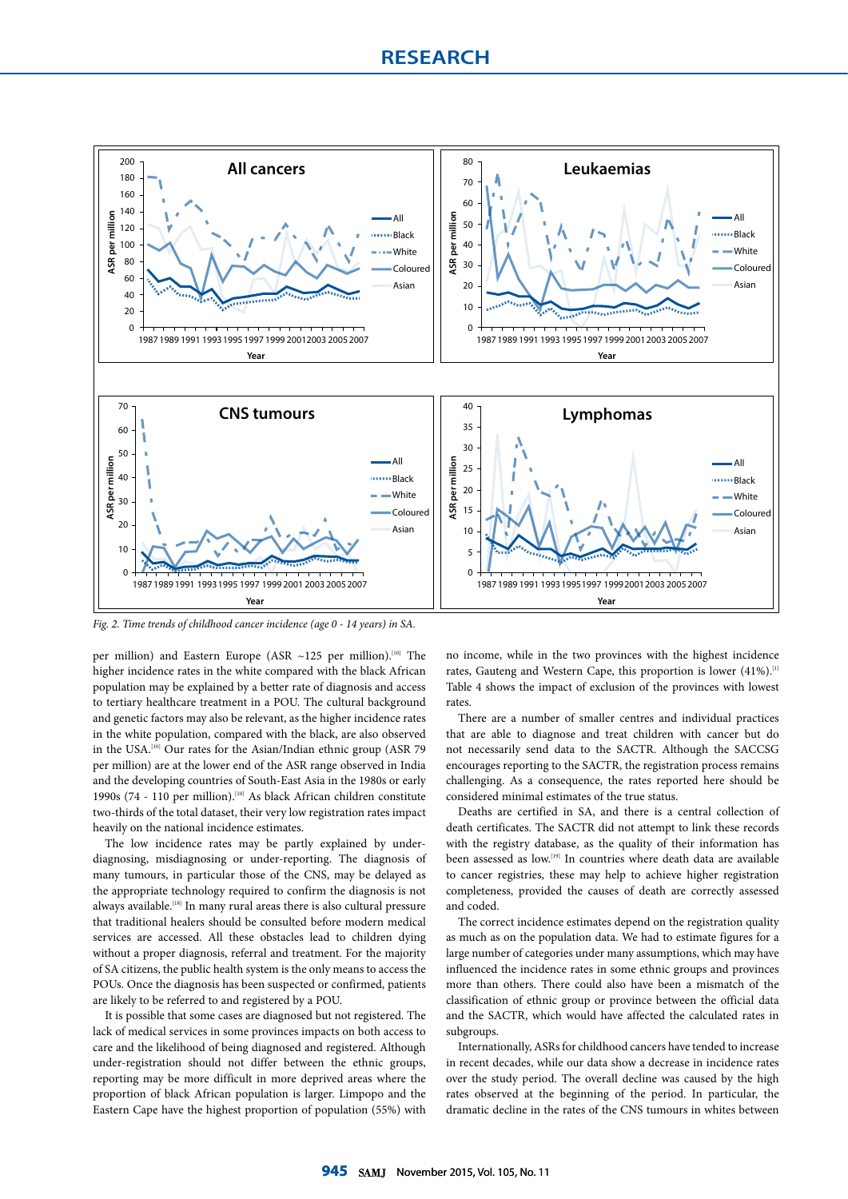*Fig. 2. Time trends of childhood cancer incidence (age 0 - 14 years) in SA.*

per million) and Eastern Europe (ASR ~125 per million).[10] The higher incidence rates in the white compared with the black African population may be explained by a better rate of diagnosis and access to tertiary healthcare treatment in a POU. The cultural background and genetic factors may also be relevant, as the higher incidence rates in the white population, compared with the black, are also observed in the USA.[10] Our rates for the Asian/Indian ethnic group (ASR 79 per million) are at the lower end of the ASR range observed in India and the developing countries of South-East Asia in the 1980s or early 1990s (74 - 110 per million).[10] As black African children constitute two-thirds of the total dataset, their very low registration rates impact heavily on the national incidence estimates.

The low incidence rates may be partly explained by under-diagnosing, misdiagnosing or under-reporting. The diagnosis of many tumours, in particular those of the CNS, may be delayed as the appropriate technology required to confirm the diagnosis is not always available.[18] In many rural areas there is also cultural pressure that traditional healers should be consulted before modern medical services are accessed. All these obstacles lead to children dying without a proper diagnosis, referral and treatment. For the majority of SA citizens, the public health system is the only means to access the POUs. Once the diagnosis has been suspected or confirmed, patients are likely to be referred to and registered by a POU.

It is possible that some cases are diagnosed but not registered. The lack of medical services in some provinces impacts on both access to care and the likelihood of being diagnosed and registered. Although under-registration should not differ between the ethnic groups, reporting may be more difficult in more deprived areas where the proportion of black African population is larger. Limpopo and the Eastern Cape have the highest proportion of population (55%) with no income, while in the two provinces with the highest incidence rates, Gauteng and Western Cape, this proportion is lower (41%).[1] Table 4 shows the impact of exclusion of the provinces with lowest rates.

There are a number of smaller centres and individual practices that are able to diagnose and treat children with cancer but do not necessarily send data to the SACTR. Although the SACCSG encourages reporting to the SACTR, the registration process remains challenging. As a consequence, the rates reported here should be considered minimal estimates of the true status.

Deaths are certified in SA, and there is a central collection of death certificates. The SACTR did not attempt to link these records with the registry database, as the quality of their information has been assessed as low.[19] In countries where death data are available to cancer registries, these may help to achieve higher registration completeness, provided the causes of death are correctly assessed and coded.

The correct incidence estimates depend on the registration quality as much as on the population data. We had to estimate figures for a large number of categories under many assumptions, which may have influenced the incidence rates in some ethnic groups and provinces more than others. There could also have been a mismatch of the classification of ethnic group or province between the official data and the SACTR, which would have affected the calculated rates in subgroups.

Internationally, ASRs for childhood cancers have tended to increase in recent decades, while our data show a decrease in incidence rates over the study period. The overall decline was caused by the high rates observed at the beginning of the period. In particular, the dramatic decline in the rates of the CNS tumours in whites between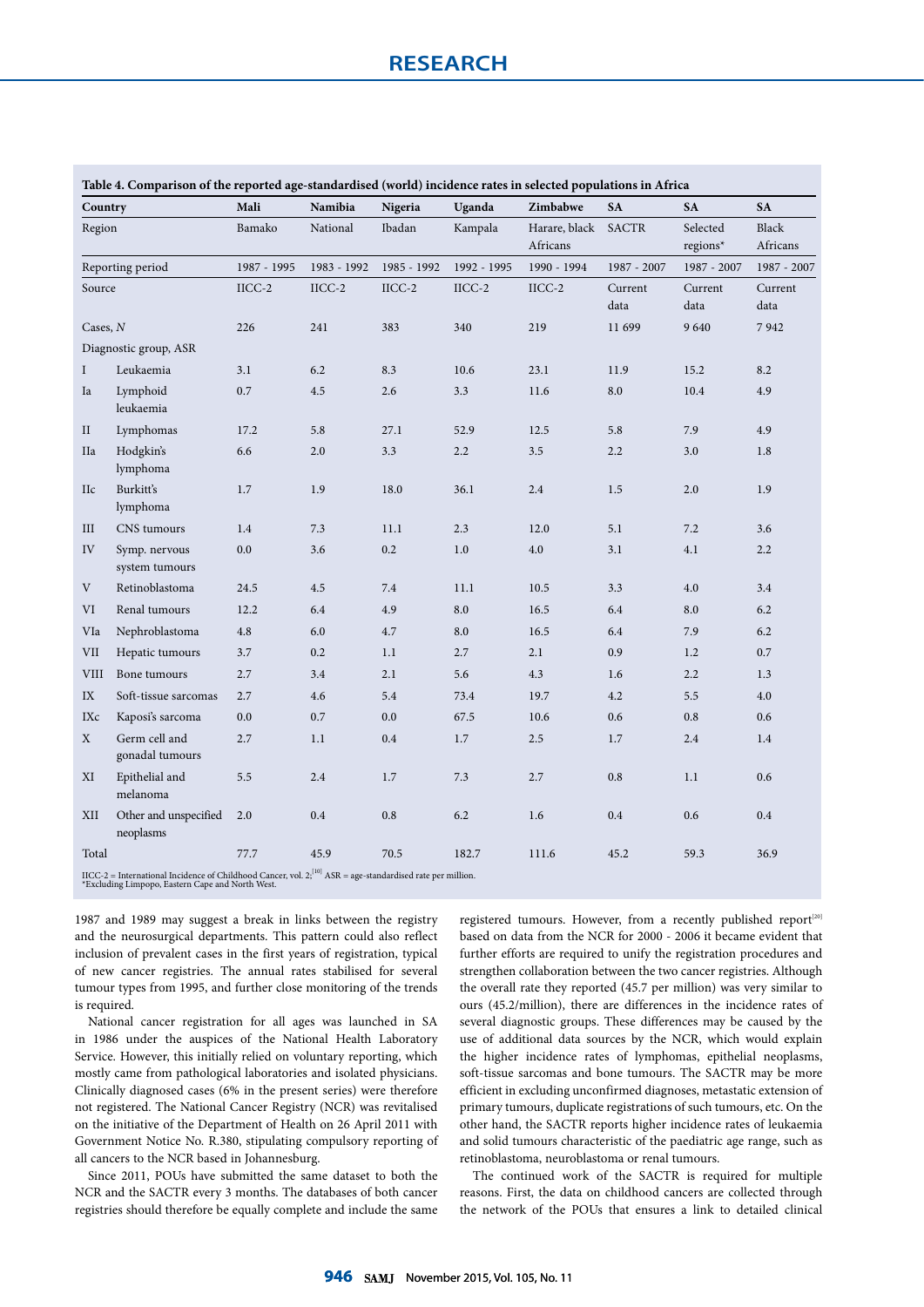**Table 4. Comparison of the reported age-standardised (world) incidence rates in selected populations in Africa**

| Country | | Mali | Namibia | Nigeria | Uganda | Zimbabwe | SA | SA | SA |
|---|---|---|---|---|---|---|---|---|---|
| Region | | Bamako | National | Ibadan | Kampala | Harare, black Africans | SACTR | Selected regions* | Black Africans |
| Reporting period | | 1987 - 1995 | 1983 - 1992 | 1985 - 1992 | 1992 - 1995 | 1990 - 1994 | 1987 - 2007 | 1987 - 2007 | 1987 - 2007 |
| Source | | IICC-2 | IICC-2 | IICC-2 | IICC-2 | IICC-2 | Current data | Current data | Current data |
| Cases, *N* | | 226 | 241 | 383 | 340 | 219 | 11 699 | 9 640 | 7 942 |
| Diagnostic group, ASR | | | | | | | | | |
| I | Leukaemia | 3.1 | 6.2 | 8.3 | 10.6 | 23.1 | 11.9 | 15.2 | 8.2 |
| Ia | Lymphoid leukaemia | 0.7 | 4.5 | 2.6 | 3.3 | 11.6 | 8.0 | 10.4 | 4.9 |
| II | Lymphomas | 17.2 | 5.8 | 27.1 | 52.9 | 12.5 | 5.8 | 7.9 | 4.9 |
| IIa | Hodgkin's lymphoma | 6.6 | 2.0 | 3.3 | 2.2 | 3.5 | 2.2 | 3.0 | 1.8 |
| IIc | Burkitt's lymphoma | 1.7 | 1.9 | 18.0 | 36.1 | 2.4 | 1.5 | 2.0 | 1.9 |
| III | CNS tumours | 1.4 | 7.3 | 11.1 | 2.3 | 12.0 | 5.1 | 7.2 | 3.6 |
| IV | Symp. nervous system tumours | 0.0 | 3.6 | 0.2 | 1.0 | 4.0 | 3.1 | 4.1 | 2.2 |
| V | Retinoblastoma | 24.5 | 4.5 | 7.4 | 11.1 | 10.5 | 3.3 | 4.0 | 3.4 |
| VI | Renal tumours | 12.2 | 6.4 | 4.9 | 8.0 | 16.5 | 6.4 | 8.0 | 6.2 |
| VIa | Nephroblastoma | 4.8 | 6.0 | 4.7 | 8.0 | 16.5 | 6.4 | 7.9 | 6.2 |
| VII | Hepatic tumours | 3.7 | 0.2 | 1.1 | 2.7 | 2.1 | 0.9 | 1.2 | 0.7 |
| VIII | Bone tumours | 2.7 | 3.4 | 2.1 | 5.6 | 4.3 | 1.6 | 2.2 | 1.3 |
| IX | Soft-tissue sarcomas | 2.7 | 4.6 | 5.4 | 73.4 | 19.7 | 4.2 | 5.5 | 4.0 |
| IXc | Kaposi's sarcoma | 0.0 | 0.7 | 0.0 | 67.5 | 10.6 | 0.6 | 0.8 | 0.6 |
| X | Germ cell and gonadal tumours | 2.7 | 1.1 | 0.4 | 1.7 | 2.5 | 1.7 | 2.4 | 1.4 |
| XI | Epithelial and melanoma | 5.5 | 2.4 | 1.7 | 7.3 | 2.7 | 0.8 | 1.1 | 0.6 |
| XII | Other and unspecified neoplasms | 2.0 | 0.4 | 0.8 | 6.2 | 1.6 | 0.4 | 0.6 | 0.4 |
| Total | | 77.7 | 45.9 | 70.5 | 182.7 | 111.6 | 45.2 | 59.3 | 36.9 |

IICC-2 = International Incidence of Childhood Cancer, vol. 2;[10] ASR = age-standardised rate per million.
*Excluding Limpopo, Eastern Cape and North West.

1987 and 1989 may suggest a break in links between the registry and the neurosurgical departments. This pattern could also reflect inclusion of prevalent cases in the first years of registration, typical of new cancer registries. The annual rates stabilised for several tumour types from 1995, and further close monitoring of the trends is required.

National cancer registration for all ages was launched in SA in 1986 under the auspices of the National Health Laboratory Service. However, this initially relied on voluntary reporting, which mostly came from pathological laboratories and isolated physicians. Clinically diagnosed cases (6% in the present series) were therefore not registered. The National Cancer Registry (NCR) was revitalised on the initiative of the Department of Health on 26 April 2011 with Government Notice No. R.380, stipulating compulsory reporting of all cancers to the NCR based in Johannesburg.

Since 2011, POUs have submitted the same dataset to both the NCR and the SACTR every 3 months. The databases of both cancer registries should therefore be equally complete and include the same registered tumours. However, from a recently published report[20] based on data from the NCR for 2000 - 2006 it became evident that further efforts are required to unify the registration procedures and strengthen collaboration between the two cancer registries. Although the overall rate they reported (45.7 per million) was very similar to ours (45.2/million), there are differences in the incidence rates of several diagnostic groups. These differences may be caused by the use of additional data sources by the NCR, which would explain the higher incidence rates of lymphomas, epithelial neoplasms, soft-tissue sarcomas and bone tumours. The SACTR may be more efficient in excluding unconfirmed diagnoses, metastatic extension of primary tumours, duplicate registrations of such tumours, etc. On the other hand, the SACTR reports higher incidence rates of leukaemia and solid tumours characteristic of the paediatric age range, such as retinoblastoma, neuroblastoma or renal tumours.

The continued work of the SACTR is required for multiple reasons. First, the data on childhood cancers are collected through the network of the POUs that ensures a link to detailed clinical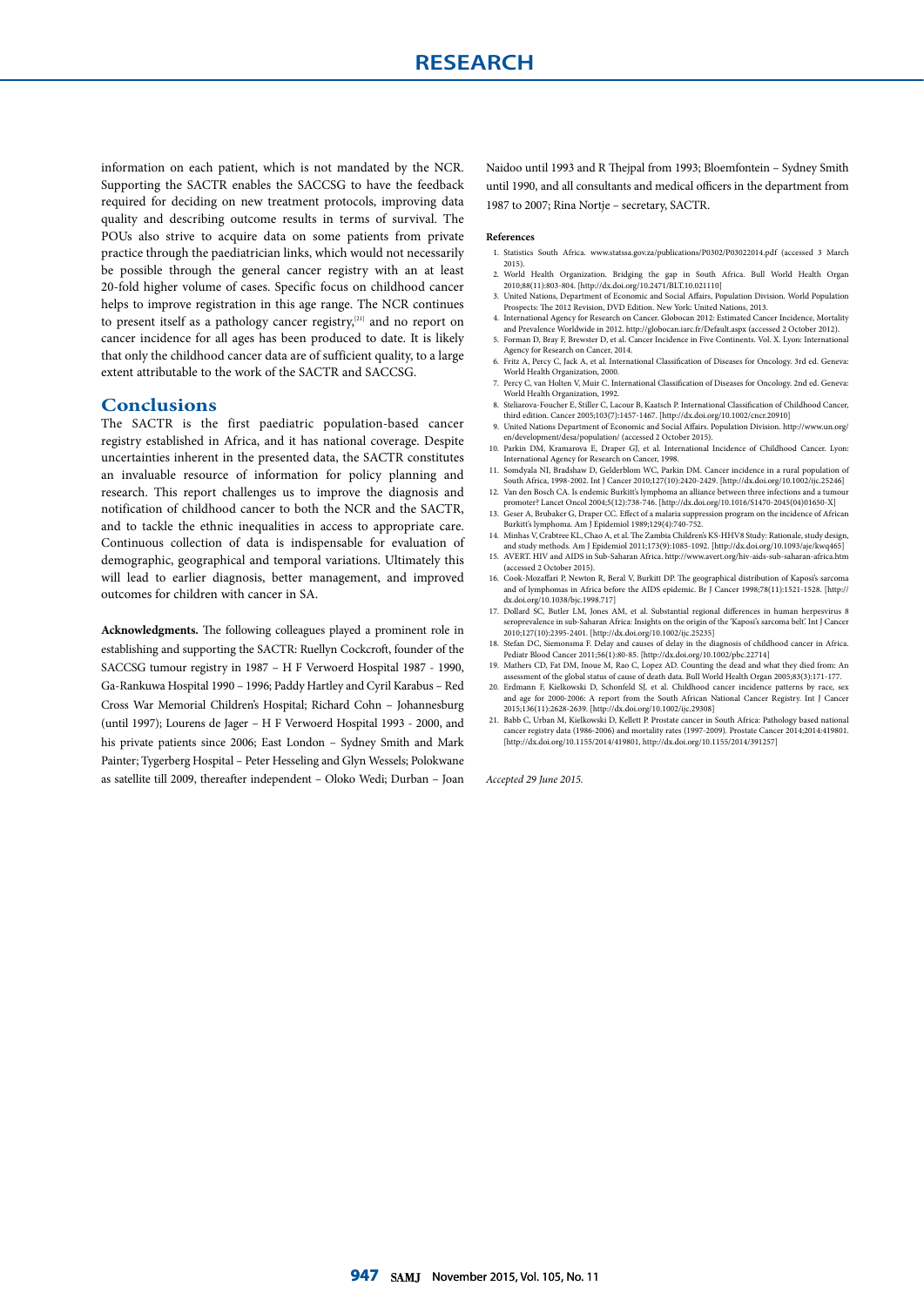information on each patient, which is not mandated by the NCR. Supporting the SACTR enables the SACCSG to have the feedback required for deciding on new treatment protocols, improving data quality and describing outcome results in terms of survival. The POUs also strive to acquire data on some patients from private practice through the paediatrician links, which would not necessarily be possible through the general cancer registry with an at least 20-fold higher volume of cases. Specific focus on childhood cancer helps to improve registration in this age range. The NCR continues to present itself as a pathology cancer registry,[21] and no report on cancer incidence for all ages has been produced to date. It is likely that only the childhood cancer data are of sufficient quality, to a large extent attributable to the work of the SACTR and SACCSG.

## Conclusions

The SACTR is the first paediatric population-based cancer registry established in Africa, and it has national coverage. Despite uncertainties inherent in the presented data, the SACTR constitutes an invaluable resource of information for policy planning and research. This report challenges us to improve the diagnosis and notification of childhood cancer to both the NCR and the SACTR, and to tackle the ethnic inequalities in access to appropriate care. Continuous collection of data is indispensable for evaluation of demographic, geographical and temporal variations. Ultimately this will lead to earlier diagnosis, better management, and improved outcomes for children with cancer in SA.

**Acknowledgments.** The following colleagues played a prominent role in establishing and supporting the SACTR: Ruellyn Cockcroft, founder of the SACCSG tumour registry in 1987 – H F Verwoerd Hospital 1987 - 1990, Ga-Rankuwa Hospital 1990 – 1996; Paddy Hartley and Cyril Karabus – Red Cross War Memorial Children's Hospital; Richard Cohn – Johannesburg (until 1997); Lourens de Jager – H F Verwoerd Hospital 1993 - 2000, and his private patients since 2006; East London – Sydney Smith and Mark Painter; Tygerberg Hospital – Peter Hesseling and Glyn Wessels; Polokwane as satellite till 2009, thereafter independent – Oloko Wedi; Durban – Joan Naidoo until 1993 and R Thejpal from 1993; Bloemfontein – Sydney Smith until 1990, and all consultants and medical officers in the department from 1987 to 2007; Rina Nortje – secretary, SACTR.

### References

1. Statistics South Africa. www.statssa.gov.za/publications/P0302/P03022014.pdf (accessed 3 March 2015).
2. World Health Organization. Bridging the gap in South Africa. Bull World Health Organ 2010;88(11):803-804. [http://dx.doi.org/10.2471/BLT.10.021110]
3. United Nations, Department of Economic and Social Affairs, Population Division. World Population Prospects: The 2012 Revision, DVD Edition. New York: United Nations, 2013.
4. International Agency for Research on Cancer. Globocan 2012: Estimated Cancer Incidence, Mortality and Prevalence Worldwide in 2012. http://globocan.iarc.fr/Default.aspx (accessed 2 October 2012).
5. Forman D, Bray F, Brewster D, et al. Cancer Incidence in Five Continents. Vol. X. Lyon: International Agency for Research on Cancer, 2014.
6. Fritz A, Percy C, Jack A, et al. International Classification of Diseases for Oncology. 3rd ed. Geneva: World Health Organization, 2000.
7. Percy C, van Holten V, Muir C. International Classification of Diseases for Oncology. 2nd ed. Geneva: World Health Organization, 1992.
8. Steliarova-Foucher E, Stiller C, Lacour B, Kaatsch P. International Classification of Childhood Cancer, third edition. Cancer 2005;103(7):1457-1467. [http://dx.doi.org/10.1002/cncr.20910]
9. United Nations Department of Economic and Social Affairs. Population Division. http://www.un.org/en/development/desa/population/ (accessed 2 October 2015).
10. Parkin DM, Kramarova E, Draper GJ, et al. International Incidence of Childhood Cancer. Lyon: International Agency for Research on Cancer, 1998.
11. Somdyala NI, Bradshaw D, Gelderblom WC, Parkin DM. Cancer incidence in a rural population of South Africa, 1998-2002. Int J Cancer 2010;127(10):2420-2429. [http://dx.doi.org/10.1002/ijc.25246]
12. Van den Bosch CA. Is endemic Burkitt's lymphoma an alliance between three infections and a tumour promoter? Lancet Oncol 2004;5(12):738-746. [http://dx.doi.org/10.1016/S1470-2045(04)01650-X]
13. Geser A, Brubaker G, Draper CC. Effect of a malaria suppression program on the incidence of African Burkitt's lymphoma. Am J Epidemiol 1989;129(4):740-752.
14. Minhas V, Crabtree KL, Chao A, et al. The Zambia Children's KS-HHV8 Study: Rationale, study design, and study methods. Am J Epidemiol 2011;173(9):1085-1092. [http://dx.doi.org/10.1093/aje/kwq465]
15. AVERT. HIV and AIDS in Sub-Saharan Africa. http://www.avert.org/hiv-aids-sub-saharan-africa.htm (accessed 2 October 2015).
16. Cook-Mozaffari P, Newton R, Beral V, Burkitt DP. The geographical distribution of Kaposi's sarcoma and of lymphomas in Africa before the AIDS epidemic. Br J Cancer 1998;78(11):1521-1528. [http://dx.doi.org/10.1038/bjc.1998.717]
17. Dollard SC, Butler LM, Jones AM, et al. Substantial regional differences in human herpesvirus 8 seroprevalence in sub-Saharan Africa: Insights on the origin of the 'Kaposi's sarcoma belt'. Int J Cancer 2010;127(10):2395-2401. [http://dx.doi.org/10.1002/ijc.25235]
18. Stefan DC, Siemonsma F. Delay and causes of delay in the diagnosis of childhood cancer in Africa. Pediatr Blood Cancer 2011;56(1):80-85. [http://dx.doi.org/10.1002/pbc.22714]
19. Mathers CD, Fat DM, Inoue M, Rao C, Lopez AD. Counting the dead and what they died from: An assessment of the global status of cause of death data. Bull World Health Organ 2005;83(3):171-177.
20. Erdmann F, Kielkowski D, Schonfeld SJ, et al. Childhood cancer incidence patterns by race, sex and age for 2000-2006: A report from the South African National Cancer Registry. Int J Cancer 2015;136(11):2628-2639. [http://dx.doi.org/10.1002/ijc.29308]
21. Babb C, Urban M, Kielkowski D, Kellett P. Prostate cancer in South Africa: Pathology based national cancer registry data (1986-2006) and mortality rates (1997-2009). Prostate Cancer 2014;2014:419801. [http://dx.doi.org/10.1155/2014/419801, http://dx.doi.org/10.1155/2014/391257]

*Accepted 29 June 2015.*